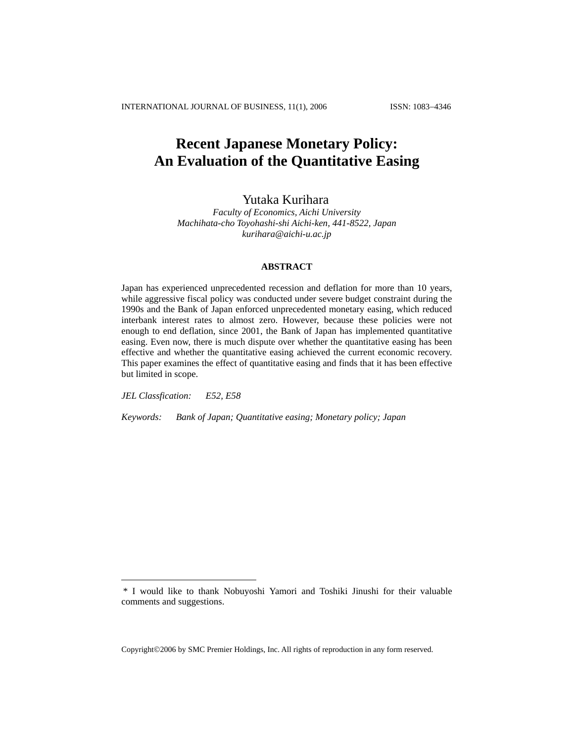# Recent Japanese Monetary Policy: An Evaluation of the Quantitative Easing

Yutaka Kurihara

*Faculty of Economics, Aichi University*
*Machihata-cho Toyohashi-shi Aichi-ken, 441-8522, Japan*
*kurihara@aichi-u.ac.jp*

## ABSTRACT

Japan has experienced unprecedented recession and deflation for more than 10 years, while aggressive fiscal policy was conducted under severe budget constraint during the 1990s and the Bank of Japan enforced unprecedented monetary easing, which reduced interbank interest rates to almost zero. However, because these policies were not enough to end deflation, since 2001, the Bank of Japan has implemented quantitative easing. Even now, there is much dispute over whether the quantitative easing has been effective and whether the quantitative easing achieved the current economic recovery. This paper examines the effect of quantitative easing and finds that it has been effective but limited in scope.

*JEL Classfication:* *E52, E58*

*Keywords:* *Bank of Japan; Quantitative easing; Monetary policy; Japan*

---

\* I would like to thank Nobuyoshi Yamori and Toshiki Jinushi for their valuable comments and suggestions.

Copyright©2006 by SMC Premier Holdings, Inc. All rights of reproduction in any form reserved.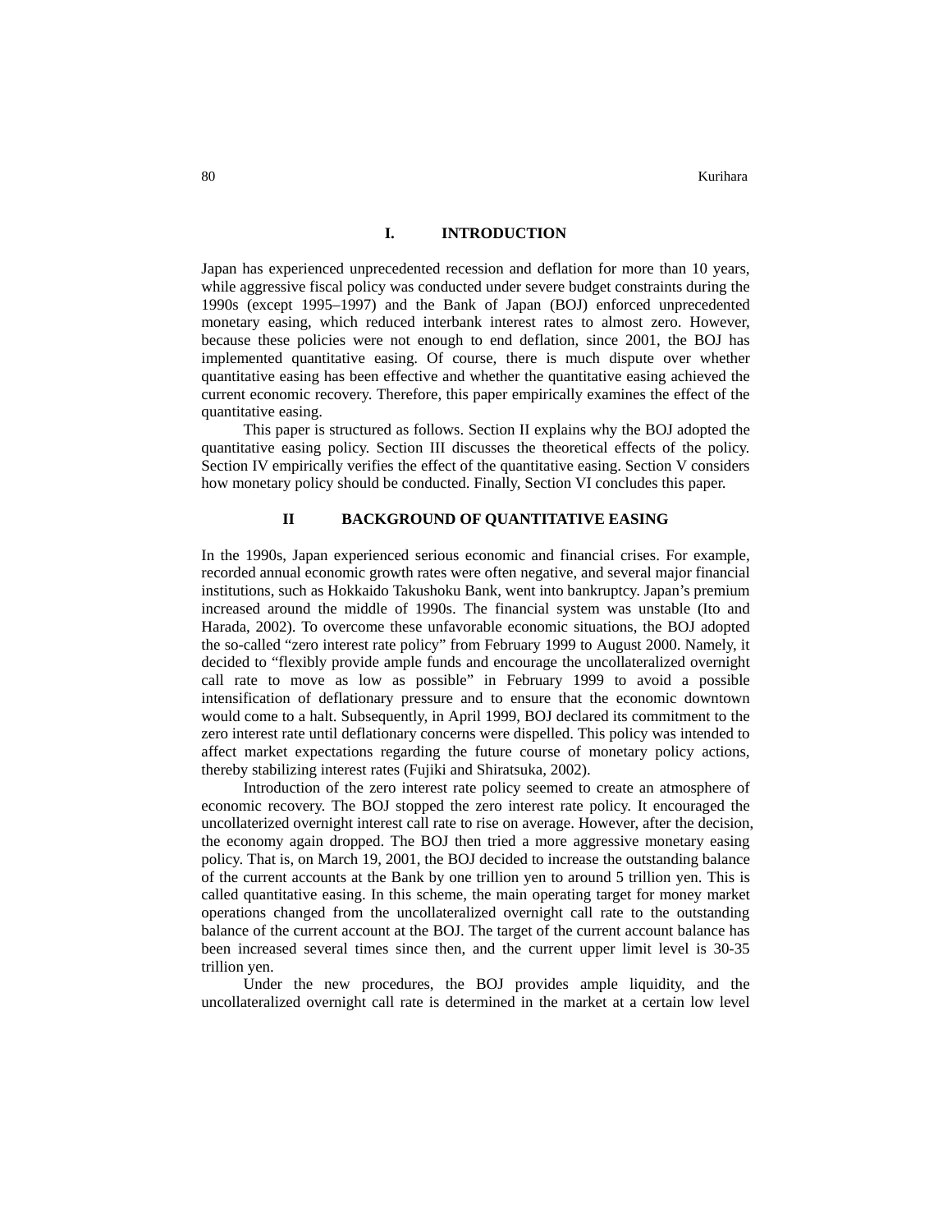## I. INTRODUCTION

Japan has experienced unprecedented recession and deflation for more than 10 years, while aggressive fiscal policy was conducted under severe budget constraints during the 1990s (except 1995–1997) and the Bank of Japan (BOJ) enforced unprecedented monetary easing, which reduced interbank interest rates to almost zero. However, because these policies were not enough to end deflation, since 2001, the BOJ has implemented quantitative easing. Of course, there is much dispute over whether quantitative easing has been effective and whether the quantitative easing achieved the current economic recovery. Therefore, this paper empirically examines the effect of the quantitative easing.

This paper is structured as follows. Section II explains why the BOJ adopted the quantitative easing policy. Section III discusses the theoretical effects of the policy. Section IV empirically verifies the effect of the quantitative easing. Section V considers how monetary policy should be conducted. Finally, Section VI concludes this paper.

## II BACKGROUND OF QUANTITATIVE EASING

In the 1990s, Japan experienced serious economic and financial crises. For example, recorded annual economic growth rates were often negative, and several major financial institutions, such as Hokkaido Takushoku Bank, went into bankruptcy. Japan's premium increased around the middle of 1990s. The financial system was unstable (Ito and Harada, 2002). To overcome these unfavorable economic situations, the BOJ adopted the so-called "zero interest rate policy" from February 1999 to August 2000. Namely, it decided to "flexibly provide ample funds and encourage the uncollateralized overnight call rate to move as low as possible" in February 1999 to avoid a possible intensification of deflationary pressure and to ensure that the economic downtown would come to a halt. Subsequently, in April 1999, BOJ declared its commitment to the zero interest rate until deflationary concerns were dispelled. This policy was intended to affect market expectations regarding the future course of monetary policy actions, thereby stabilizing interest rates (Fujiki and Shiratsuka, 2002).

Introduction of the zero interest rate policy seemed to create an atmosphere of economic recovery. The BOJ stopped the zero interest rate policy. It encouraged the uncollaterized overnight interest call rate to rise on average. However, after the decision, the economy again dropped. The BOJ then tried a more aggressive monetary easing policy. That is, on March 19, 2001, the BOJ decided to increase the outstanding balance of the current accounts at the Bank by one trillion yen to around 5 trillion yen. This is called quantitative easing. In this scheme, the main operating target for money market operations changed from the uncollateralized overnight call rate to the outstanding balance of the current account at the BOJ. The target of the current account balance has been increased several times since then, and the current upper limit level is 30-35 trillion yen.

Under the new procedures, the BOJ provides ample liquidity, and the uncollateralized overnight call rate is determined in the market at a certain low level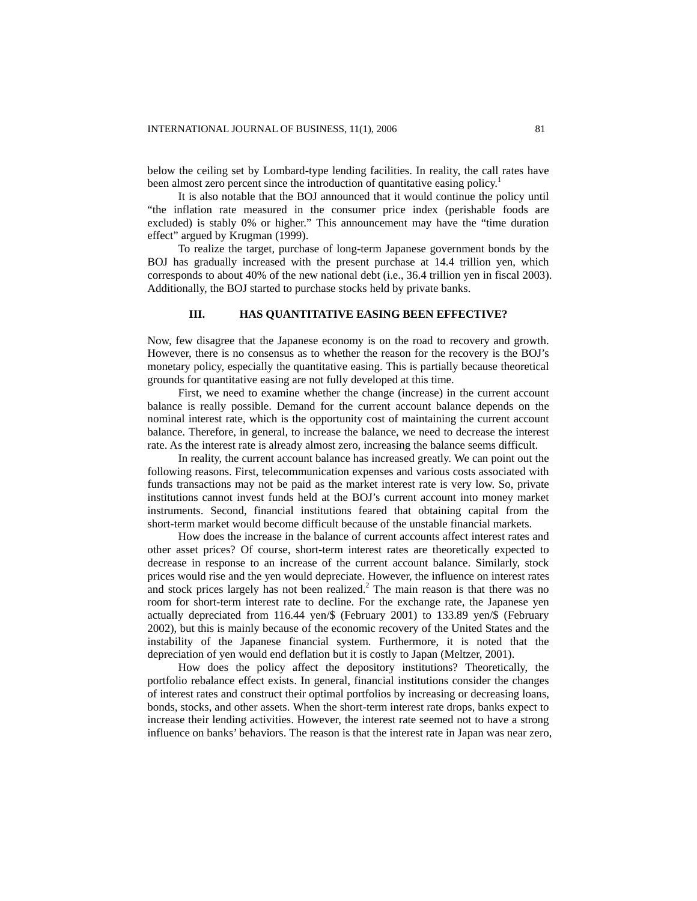below the ceiling set by Lombard-type lending facilities. In reality, the call rates have been almost zero percent since the introduction of quantitative easing policy.[1]

It is also notable that the BOJ announced that it would continue the policy until "the inflation rate measured in the consumer price index (perishable foods are excluded) is stably 0% or higher." This announcement may have the "time duration effect" argued by Krugman (1999).

To realize the target, purchase of long-term Japanese government bonds by the BOJ has gradually increased with the present purchase at 14.4 trillion yen, which corresponds to about 40% of the new national debt (i.e., 36.4 trillion yen in fiscal 2003). Additionally, the BOJ started to purchase stocks held by private banks.

## III. HAS QUANTITATIVE EASING BEEN EFFECTIVE?

Now, few disagree that the Japanese economy is on the road to recovery and growth. However, there is no consensus as to whether the reason for the recovery is the BOJ's monetary policy, especially the quantitative easing. This is partially because theoretical grounds for quantitative easing are not fully developed at this time.

First, we need to examine whether the change (increase) in the current account balance is really possible. Demand for the current account balance depends on the nominal interest rate, which is the opportunity cost of maintaining the current account balance. Therefore, in general, to increase the balance, we need to decrease the interest rate. As the interest rate is already almost zero, increasing the balance seems difficult.

In reality, the current account balance has increased greatly. We can point out the following reasons. First, telecommunication expenses and various costs associated with funds transactions may not be paid as the market interest rate is very low. So, private institutions cannot invest funds held at the BOJ's current account into money market instruments. Second, financial institutions feared that obtaining capital from the short-term market would become difficult because of the unstable financial markets.

How does the increase in the balance of current accounts affect interest rates and other asset prices? Of course, short-term interest rates are theoretically expected to decrease in response to an increase of the current account balance. Similarly, stock prices would rise and the yen would depreciate. However, the influence on interest rates and stock prices largely has not been realized.[2] The main reason is that there was no room for short-term interest rate to decline. For the exchange rate, the Japanese yen actually depreciated from 116.44 yen/$ (February 2001) to 133.89 yen/$ (February 2002), but this is mainly because of the economic recovery of the United States and the instability of the Japanese financial system. Furthermore, it is noted that the depreciation of yen would end deflation but it is costly to Japan (Meltzer, 2001).

How does the policy affect the depository institutions? Theoretically, the portfolio rebalance effect exists. In general, financial institutions consider the changes of interest rates and construct their optimal portfolios by increasing or decreasing loans, bonds, stocks, and other assets. When the short-term interest rate drops, banks expect to increase their lending activities. However, the interest rate seemed not to have a strong influence on banks' behaviors. The reason is that the interest rate in Japan was near zero,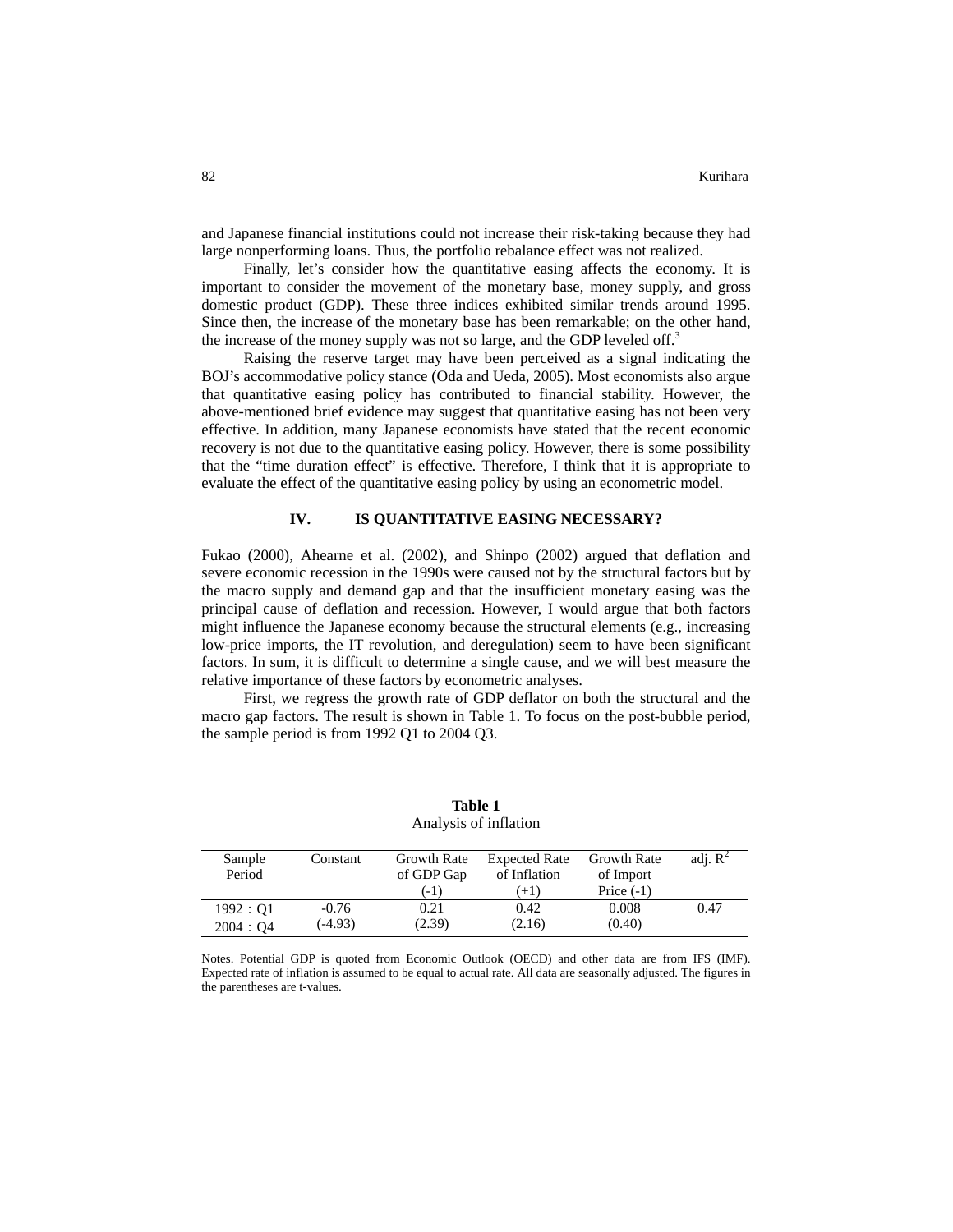and Japanese financial institutions could not increase their risk-taking because they had large nonperforming loans. Thus, the portfolio rebalance effect was not realized.

Finally, let's consider how the quantitative easing affects the economy. It is important to consider the movement of the monetary base, money supply, and gross domestic product (GDP). These three indices exhibited similar trends around 1995. Since then, the increase of the monetary base has been remarkable; on the other hand, the increase of the money supply was not so large, and the GDP leveled off.[3]

Raising the reserve target may have been perceived as a signal indicating the BOJ's accommodative policy stance (Oda and Ueda, 2005). Most economists also argue that quantitative easing policy has contributed to financial stability. However, the above-mentioned brief evidence may suggest that quantitative easing has not been very effective. In addition, many Japanese economists have stated that the recent economic recovery is not due to the quantitative easing policy. However, there is some possibility that the "time duration effect" is effective. Therefore, I think that it is appropriate to evaluate the effect of the quantitative easing policy by using an econometric model.

## IV. IS QUANTITATIVE EASING NECESSARY?

Fukao (2000), Ahearne et al. (2002), and Shinpo (2002) argued that deflation and severe economic recession in the 1990s were caused not by the structural factors but by the macro supply and demand gap and that the insufficient monetary easing was the principal cause of deflation and recession. However, I would argue that both factors might influence the Japanese economy because the structural elements (e.g., increasing low-price imports, the IT revolution, and deregulation) seem to have been significant factors. In sum, it is difficult to determine a single cause, and we will best measure the relative importance of these factors by econometric analyses.

First, we regress the growth rate of GDP deflator on both the structural and the macro gap factors. The result is shown in Table 1. To focus on the post-bubble period, the sample period is from 1992 Q1 to 2004 Q3.

**Table 1**
Analysis of inflation

| Sample Period | Constant | Growth Rate of GDP Gap (-1) | Expected Rate of Inflation (+1) | Growth Rate of Import Price (-1) | adj. $R^2$ |
|---|---|---|---|---|---|
| 1992 : Q1<br>2004 : Q4 | -0.76<br>(-4.93) | 0.21<br>(2.39) | 0.42<br>(2.16) | 0.008<br>(0.40) | 0.47 |

Notes. Potential GDP is quoted from Economic Outlook (OECD) and other data are from IFS (IMF). Expected rate of inflation is assumed to be equal to actual rate. All data are seasonally adjusted. The figures in the parentheses are t-values.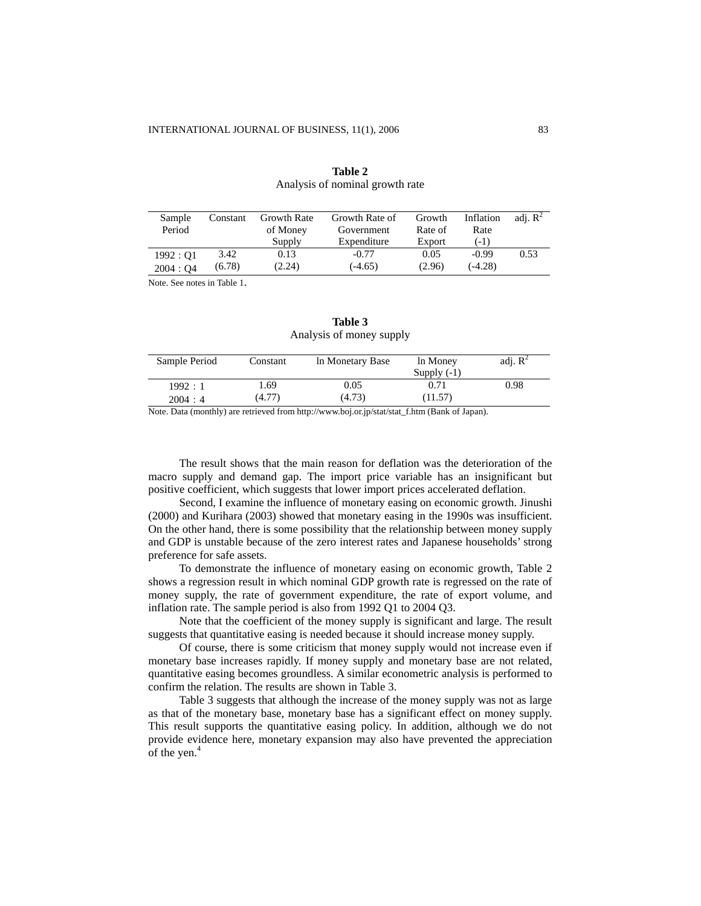**Table 2**
Analysis of nominal growth rate

| Sample Period | Constant | Growth Rate of Money Supply | Growth Rate of Government Expenditure | Growth Rate of Export | Inflation Rate (-1) | adj. $R^2$ |
|---|---|---|---|---|---|---|
| 1992 : Q1 | 3.42 | 0.13 | -0.77 | 0.05 | -0.99 | 0.53 |
| 2004 : Q4 | (6.78) | (2.24) | (-4.65) | (2.96) | (-4.28) | |

Note. See notes in Table 1.

**Table 3**
Analysis of money supply

| Sample Period | Constant | ln Monetary Base | ln Money Supply (-1) | adj. $R^2$ |
|---|---|---|---|---|
| 1992 : 1 | 1.69 | 0.05 | 0.71 | 0.98 |
| 2004 : 4 | (4.77) | (4.73) | (11.57) | |

Note. Data (monthly) are retrieved from http://www.boj.or.jp/stat/stat_f.htm (Bank of Japan).

The result shows that the main reason for deflation was the deterioration of the macro supply and demand gap. The import price variable has an insignificant but positive coefficient, which suggests that lower import prices accelerated deflation.

Second, I examine the influence of monetary easing on economic growth. Jinushi (2000) and Kurihara (2003) showed that monetary easing in the 1990s was insufficient. On the other hand, there is some possibility that the relationship between money supply and GDP is unstable because of the zero interest rates and Japanese households' strong preference for safe assets.

To demonstrate the influence of monetary easing on economic growth, Table 2 shows a regression result in which nominal GDP growth rate is regressed on the rate of money supply, the rate of government expenditure, the rate of export volume, and inflation rate. The sample period is also from 1992 Q1 to 2004 Q3.

Note that the coefficient of the money supply is significant and large. The result suggests that quantitative easing is needed because it should increase money supply.

Of course, there is some criticism that money supply would not increase even if monetary base increases rapidly. If money supply and monetary base are not related, quantitative easing becomes groundless. A similar econometric analysis is performed to confirm the relation. The results are shown in Table 3.

Table 3 suggests that although the increase of the money supply was not as large as that of the monetary base, monetary base has a significant effect on money supply. This result supports the quantitative easing policy. In addition, although we do not provide evidence here, monetary expansion may also have prevented the appreciation of the yen.[4]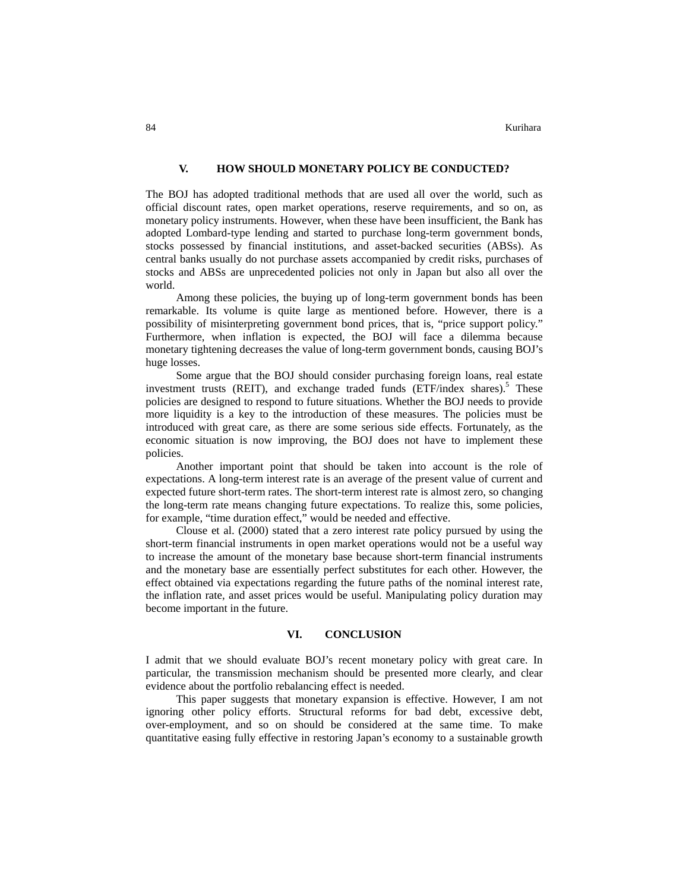## V. HOW SHOULD MONETARY POLICY BE CONDUCTED?

The BOJ has adopted traditional methods that are used all over the world, such as official discount rates, open market operations, reserve requirements, and so on, as monetary policy instruments. However, when these have been insufficient, the Bank has adopted Lombard-type lending and started to purchase long-term government bonds, stocks possessed by financial institutions, and asset-backed securities (ABSs). As central banks usually do not purchase assets accompanied by credit risks, purchases of stocks and ABSs are unprecedented policies not only in Japan but also all over the world.

Among these policies, the buying up of long-term government bonds has been remarkable. Its volume is quite large as mentioned before. However, there is a possibility of misinterpreting government bond prices, that is, "price support policy." Furthermore, when inflation is expected, the BOJ will face a dilemma because monetary tightening decreases the value of long-term government bonds, causing BOJ's huge losses.

Some argue that the BOJ should consider purchasing foreign loans, real estate investment trusts (REIT), and exchange traded funds (ETF/index shares).[5] These policies are designed to respond to future situations. Whether the BOJ needs to provide more liquidity is a key to the introduction of these measures. The policies must be introduced with great care, as there are some serious side effects. Fortunately, as the economic situation is now improving, the BOJ does not have to implement these policies.

Another important point that should be taken into account is the role of expectations. A long-term interest rate is an average of the present value of current and expected future short-term rates. The short-term interest rate is almost zero, so changing the long-term rate means changing future expectations. To realize this, some policies, for example, "time duration effect," would be needed and effective.

Clouse et al. (2000) stated that a zero interest rate policy pursued by using the short-term financial instruments in open market operations would not be a useful way to increase the amount of the monetary base because short-term financial instruments and the monetary base are essentially perfect substitutes for each other. However, the effect obtained via expectations regarding the future paths of the nominal interest rate, the inflation rate, and asset prices would be useful. Manipulating policy duration may become important in the future.

## VI. CONCLUSION

I admit that we should evaluate BOJ's recent monetary policy with great care. In particular, the transmission mechanism should be presented more clearly, and clear evidence about the portfolio rebalancing effect is needed.

This paper suggests that monetary expansion is effective. However, I am not ignoring other policy efforts. Structural reforms for bad debt, excessive debt, over-employment, and so on should be considered at the same time. To make quantitative easing fully effective in restoring Japan's economy to a sustainable growth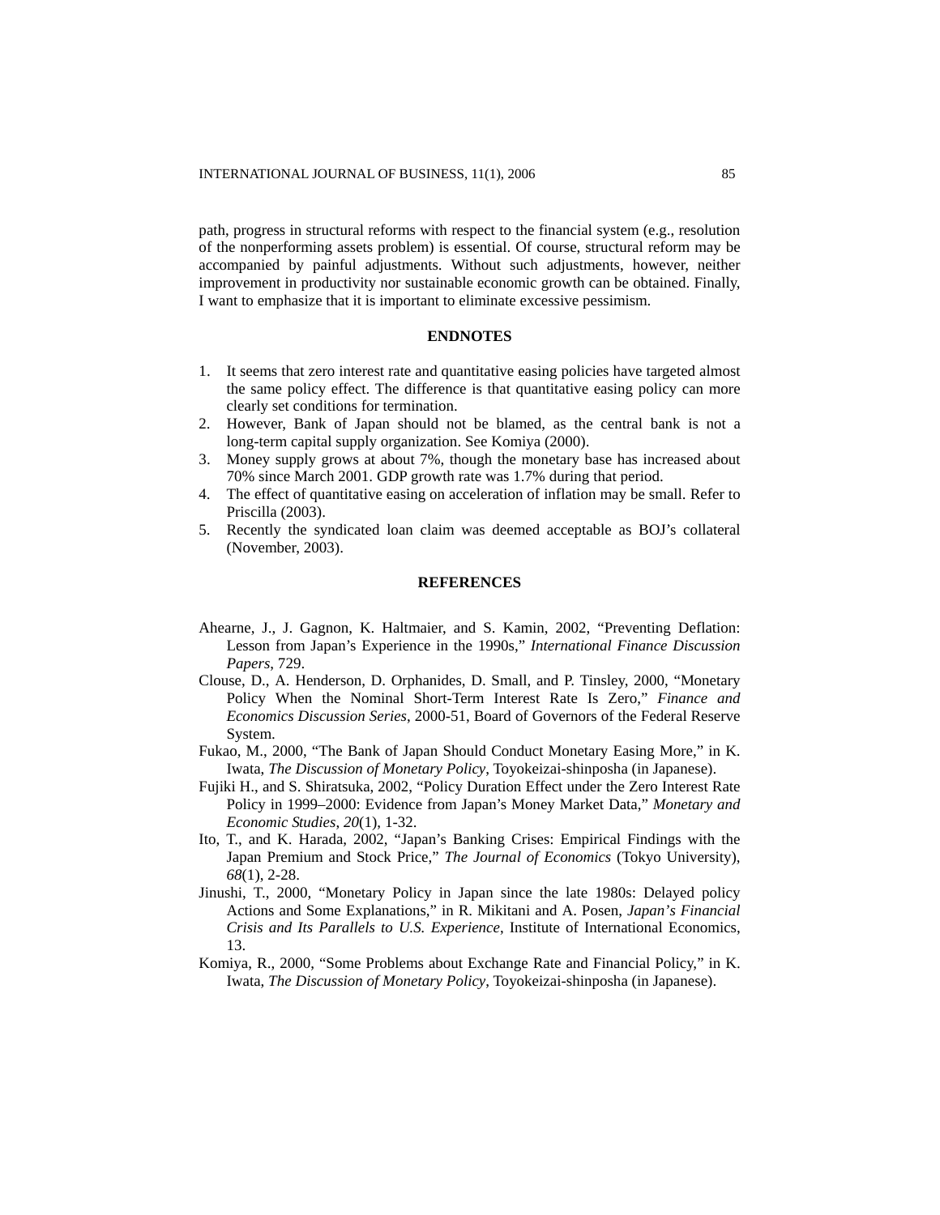path, progress in structural reforms with respect to the financial system (e.g., resolution of the nonperforming assets problem) is essential. Of course, structural reform may be accompanied by painful adjustments. Without such adjustments, however, neither improvement in productivity nor sustainable economic growth can be obtained. Finally, I want to emphasize that it is important to eliminate excessive pessimism.

## ENDNOTES

1. It seems that zero interest rate and quantitative easing policies have targeted almost the same policy effect. The difference is that quantitative easing policy can more clearly set conditions for termination.
2. However, Bank of Japan should not be blamed, as the central bank is not a long-term capital supply organization. See Komiya (2000).
3. Money supply grows at about 7%, though the monetary base has increased about 70% since March 2001. GDP growth rate was 1.7% during that period.
4. The effect of quantitative easing on acceleration of inflation may be small. Refer to Priscilla (2003).
5. Recently the syndicated loan claim was deemed acceptable as BOJ's collateral (November, 2003).

## REFERENCES

Ahearne, J., J. Gagnon, K. Haltmaier, and S. Kamin, 2002, "Preventing Deflation: Lesson from Japan's Experience in the 1990s," *International Finance Discussion Papers*, 729.

Clouse, D., A. Henderson, D. Orphanides, D. Small, and P. Tinsley, 2000, "Monetary Policy When the Nominal Short-Term Interest Rate Is Zero," *Finance and Economics Discussion Series*, 2000-51, Board of Governors of the Federal Reserve System.

Fukao, M., 2000, "The Bank of Japan Should Conduct Monetary Easing More," in K. Iwata, *The Discussion of Monetary Policy*, Toyokeizai-shinposha (in Japanese).

Fujiki H., and S. Shiratsuka, 2002, "Policy Duration Effect under the Zero Interest Rate Policy in 1999–2000: Evidence from Japan's Money Market Data," *Monetary and Economic Studies*, *20*(1), 1-32.

Ito, T., and K. Harada, 2002, "Japan's Banking Crises: Empirical Findings with the Japan Premium and Stock Price," *The Journal of Economics* (Tokyo University), *68*(1), 2-28.

Jinushi, T., 2000, "Monetary Policy in Japan since the late 1980s: Delayed policy Actions and Some Explanations," in R. Mikitani and A. Posen, *Japan's Financial Crisis and Its Parallels to U.S. Experience*, Institute of International Economics, 13.

Komiya, R., 2000, "Some Problems about Exchange Rate and Financial Policy," in K. Iwata, *The Discussion of Monetary Policy*, Toyokeizai-shinposha (in Japanese).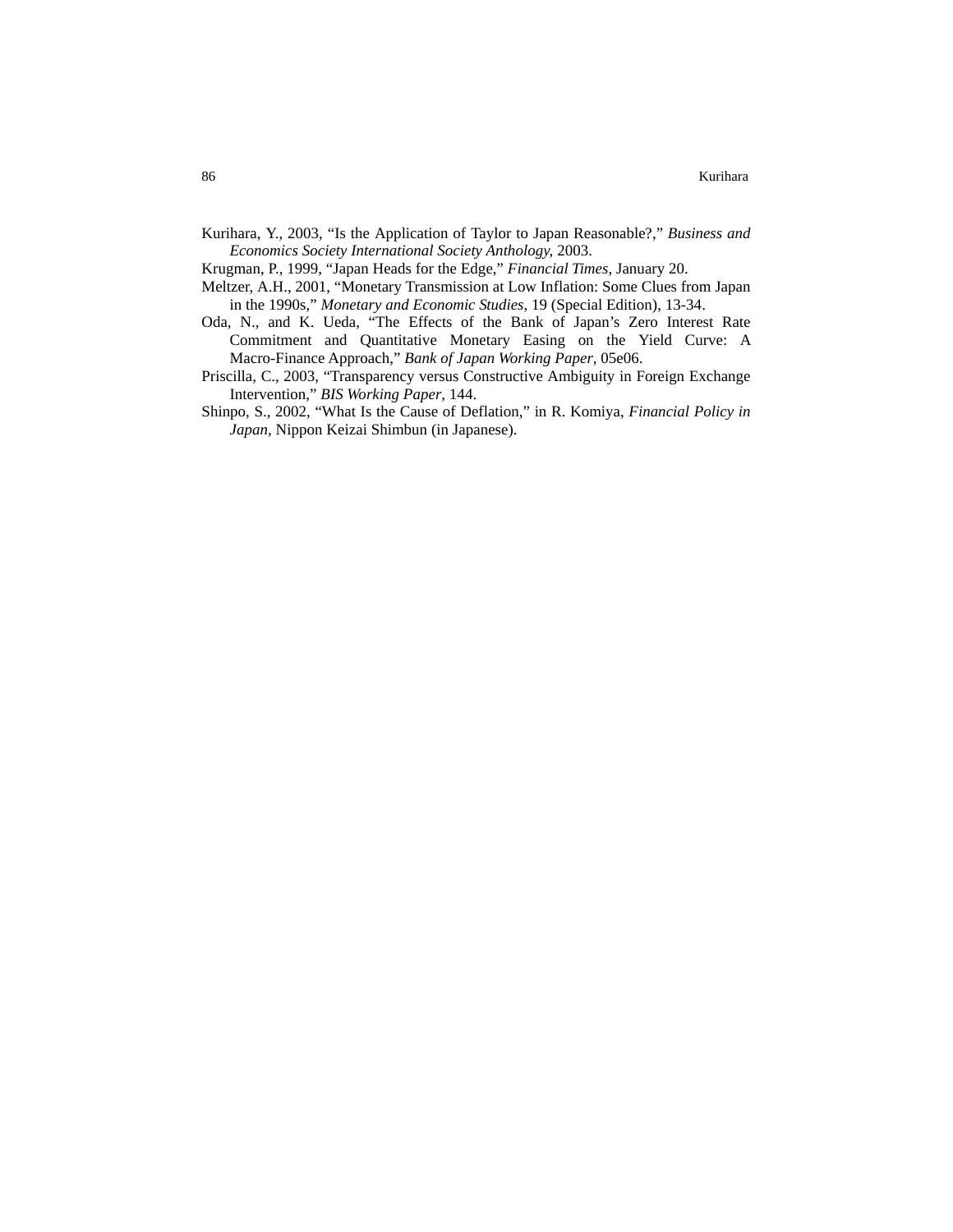Kurihara, Y., 2003, “Is the Application of Taylor to Japan Reasonable?,” *Business and Economics Society International Society Anthology,* 2003.

Krugman, P., 1999, “Japan Heads for the Edge,” *Financial Times*, January 20.

Meltzer, A.H., 2001, “Monetary Transmission at Low Inflation: Some Clues from Japan in the 1990s,” *Monetary and Economic Studies,* 19 (Special Edition), 13-34.

Oda, N., and K. Ueda, “The Effects of the Bank of Japan’s Zero Interest Rate Commitment and Quantitative Monetary Easing on the Yield Curve: A Macro-Finance Approach,” *Bank of Japan Working Paper*, 05e06.

Priscilla, C., 2003, “Transparency versus Constructive Ambiguity in Foreign Exchange Intervention,” *BIS Working Paper*, 144.

Shinpo, S., 2002, “What Is the Cause of Deflation,” in R. Komiya, *Financial Policy in Japan,* Nippon Keizai Shimbun (in Japanese).